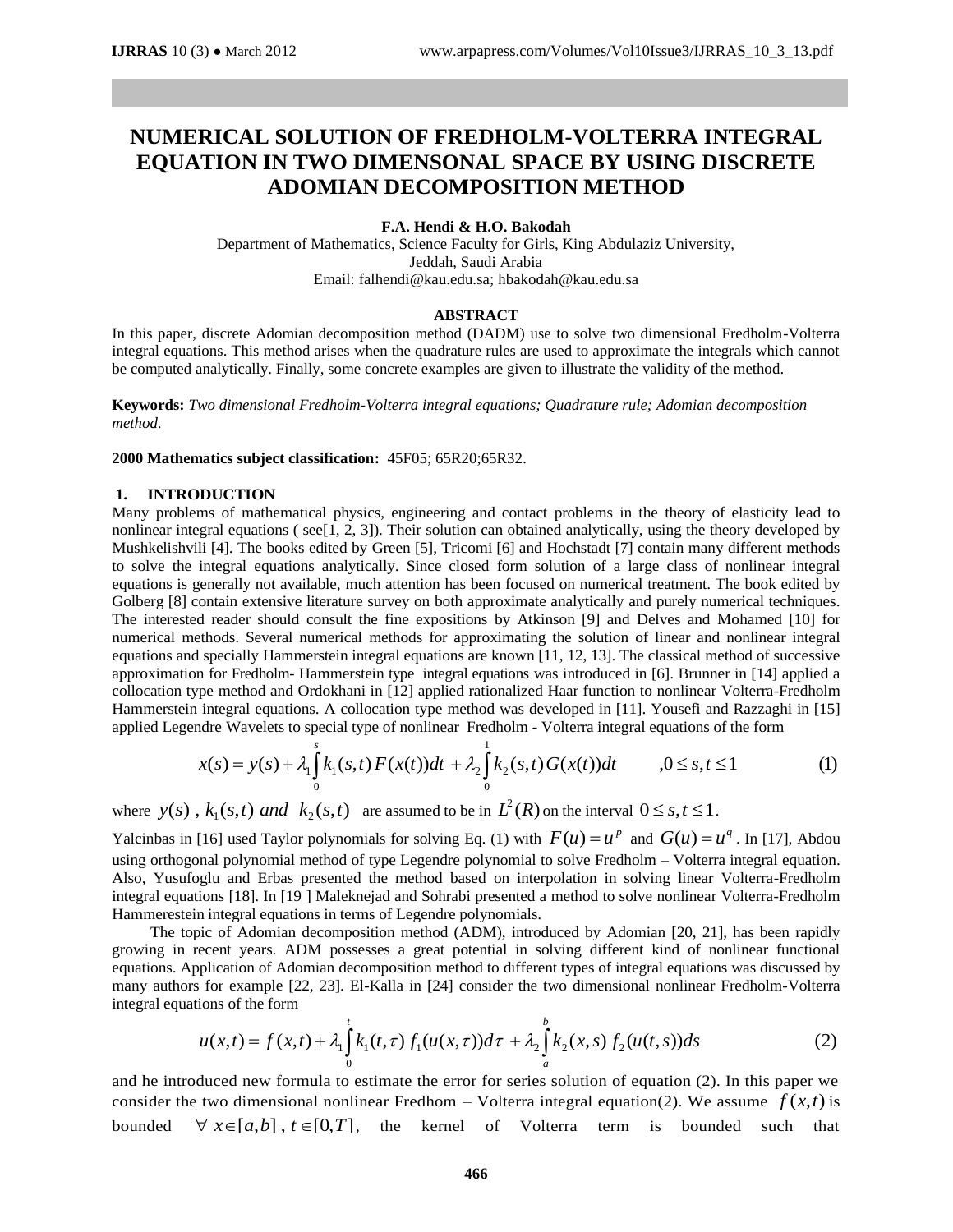# NUMERICAL SOLUTION OF FREDHOLM-VOLTERRA INTEGRAL EQUATION IN TWO DIMENSONAL SPACE BY USING DISCRETE ADOMIAN DECOMPOSITION METHOD

**F.A. Hendi & H.O. Bakodah**

Department of Mathematics, Science Faculty for Girls, King Abdulaziz University,
Jeddah, Saudi Arabia
Email: falhendi@kau.edu.sa; hbakodah@kau.edu.sa

**ABSTRACT**

In this paper, discrete Adomian decomposition method (DADM) use to solve two dimensional Fredholm-Volterra integral equations. This method arises when the quadrature rules are used to approximate the integrals which cannot be computed analytically. Finally, some concrete examples are given to illustrate the validity of the method.

**Keywords:** *Two dimensional Fredholm-Volterra integral equations; Quadrature rule; Adomian decomposition method.*

**2000 Mathematics subject classification:** 45F05; 65R20;65R32.

## 1. INTRODUCTION

Many problems of mathematical physics, engineering and contact problems in the theory of elasticity lead to nonlinear integral equations ( see[1, 2, 3]). Their solution can obtained analytically, using the theory developed by Mushkelishvili [4]. The books edited by Green [5], Tricomi [6] and Hochstadt [7] contain many different methods to solve the integral equations analytically. Since closed form solution of a large class of nonlinear integral equations is generally not available, much attention has been focused on numerical treatment. The book edited by Golberg [8] contain extensive literature survey on both approximate analytically and purely numerical techniques. The interested reader should consult the fine expositions by Atkinson [9] and Delves and Mohamed [10] for numerical methods. Several numerical methods for approximating the solution of linear and nonlinear integral equations and specially Hammerstein integral equations are known [11, 12, 13]. The classical method of successive approximation for Fredholm- Hammerstein type integral equations was introduced in [6]. Brunner in [14] applied a collocation type method and Ordokhani in [12] applied rationalized Haar function to nonlinear Volterra-Fredholm Hammerstein integral equations. A collocation type method was developed in [11]. Yousefi and Razzaghi in [15] applied Legendre Wavelets to special type of nonlinear Fredholm - Volterra integral equations of the form

$$x(s) = y(s) + \lambda_1 \int_0^s k_1(s,t) F(x(t)) dt + \lambda_2 \int_0^1 k_2(s,t) G(x(t)) dt \qquad ,0 \le s,t \le 1 \tag{1}$$

where $y(s)$ , $k_1(s,t)$ *and* $k_2(s,t)$ are assumed to be in $L^2(R)$ on the interval $0 \le s,t \le 1$.

Yalcinbas in [16] used Taylor polynomials for solving Eq. (1) with $F(u) = u^p$ and $G(u) = u^q$ . In [17], Abdou using orthogonal polynomial method of type Legendre polynomial to solve Fredholm – Volterra integral equation. Also, Yusufoglu and Erbas presented the method based on interpolation in solving linear Volterra-Fredholm integral equations [18]. In [19 ] Maleknejad and Sohrabi presented a method to solve nonlinear Volterra-Fredholm Hammerestein integral equations in terms of Legendre polynomials.

The topic of Adomian decomposition method (ADM), introduced by Adomian [20, 21], has been rapidly growing in recent years. ADM possesses a great potential in solving different kind of nonlinear functional equations. Application of Adomian decomposition method to different types of integral equations was discussed by many authors for example [22, 23]. El-Kalla in [24] consider the two dimensional nonlinear Fredholm-Volterra integral equations of the form

$$u(x,t) = f(x,t) + \lambda_1 \int_0^t k_1(t,\tau)\, f_1(u(x,\tau)) d\tau + \lambda_2 \int_a^b k_2(x,s)\, f_2(u(t,s)) ds \tag{2}$$

and he introduced new formula to estimate the error for series solution of equation (2). In this paper we consider the two dimensional nonlinear Fredhom – Volterra integral equation(2). We assume $f(x,t)$ is bounded $\forall\, x \in [a,b]$ , $t \in [0,T]$, the kernel of Volterra term is bounded such that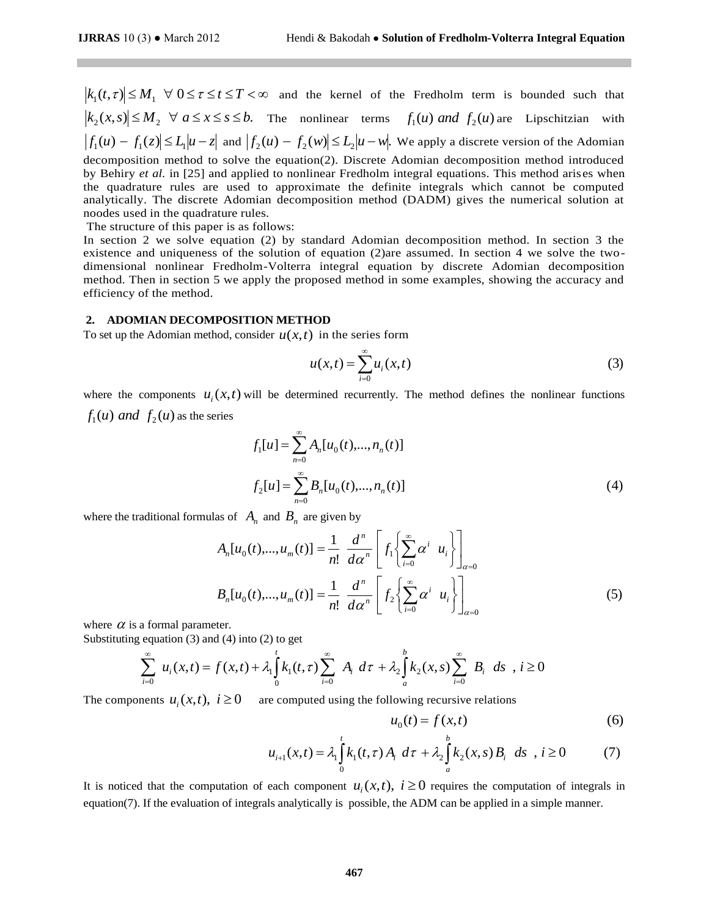$|k_1(t,\tau)| \le M_1 \;\; \forall\; 0 \le \tau \le t \le T < \infty$ and the kernel of the Fredholm term is bounded such that $|k_2(x,s)| \le M_2 \;\; \forall\; a \le x \le s \le b.$ The nonlinear terms $f_1(u)$ *and* $f_2(u)$ are Lipschitzian with $|f_1(u) - f_1(z)| \le L_1|u - z|$ and $|f_2(u) - f_2(w)| \le L_2|u - w|$. We apply a discrete version of the Adomian decomposition method to solve the equation(2). Discrete Adomian decomposition method introduced by Behiry *et al.* in [25] and applied to nonlinear Fredholm integral equations. This method arises when the quadrature rules are used to approximate the definite integrals which cannot be computed analytically. The discrete Adomian decomposition method (DADM) gives the numerical solution at noodes used in the quadrature rules.

The structure of this paper is as follows:

In section 2 we solve equation (2) by standard Adomian decomposition method. In section 3 the existence and uniqueness of the solution of equation (2)are assumed. In section 4 we solve the two-dimensional nonlinear Fredholm-Volterra integral equation by discrete Adomian decomposition method. Then in section 5 we apply the proposed method in some examples, showing the accuracy and efficiency of the method.

## 2. ADOMIAN DECOMPOSITION METHOD

To set up the Adomian method, consider $u(x,t)$ in the series form

$$u(x,t) = \sum_{i=0}^{\infty} u_i(x,t) \tag{3}$$

where the components $u_i(x,t)$ will be determined recurrently. The method defines the nonlinear functions $f_1(u)$ *and* $f_2(u)$ as the series

$$f_1[u] = \sum_{n=0}^{\infty} A_n[u_0(t),...,n_n(t)]$$

$$f_2[u] = \sum_{n=0}^{\infty} B_n[u_0(t),...,n_n(t)] \tag{4}$$

where the traditional formulas of $A_n$ and $B_n$ are given by

$$A_n[u_0(t),...,u_m(t)] = \frac{1}{n!}\frac{d^n}{d\alpha^n}\left[f_1\left\{\sum_{i=0}^{\infty}\alpha^i \; u_i\right\}\right]_{\alpha=0}$$

$$B_n[u_0(t),...,u_m(t)] = \frac{1}{n!}\frac{d^n}{d\alpha^n}\left[f_2\left\{\sum_{i=0}^{\infty}\alpha^i \; u_i\right\}\right]_{\alpha=0} \tag{5}$$

where $\alpha$ is a formal parameter.

Substituting equation (3) and (4) into (2) to get

$$\sum_{i=0}^{\infty} u_i(x,t) = f(x,t) + \lambda_1 \int_0^t k_1(t,\tau) \sum_{i=0}^{\infty} A_i \; d\tau + \lambda_2 \int_a^b k_2(x,s) \sum_{i=0}^{\infty} B_i \; ds \;\; , i \ge 0$$

The components $u_i(x,t), \; i \ge 0$ are computed using the following recursive relations

$$u_0(t) = f(x,t) \tag{6}$$

$$u_{i+1}(x,t) = \lambda_1 \int_0^t k_1(t,\tau) A_i \; d\tau + \lambda_2 \int_a^b k_2(x,s) B_i \; ds \;\; , i \ge 0 \tag{7}$$

It is noticed that the computation of each component $u_i(x,t), \; i \ge 0$ requires the computation of integrals in equation(7). If the evaluation of integrals analytically is possible, the ADM can be applied in a simple manner.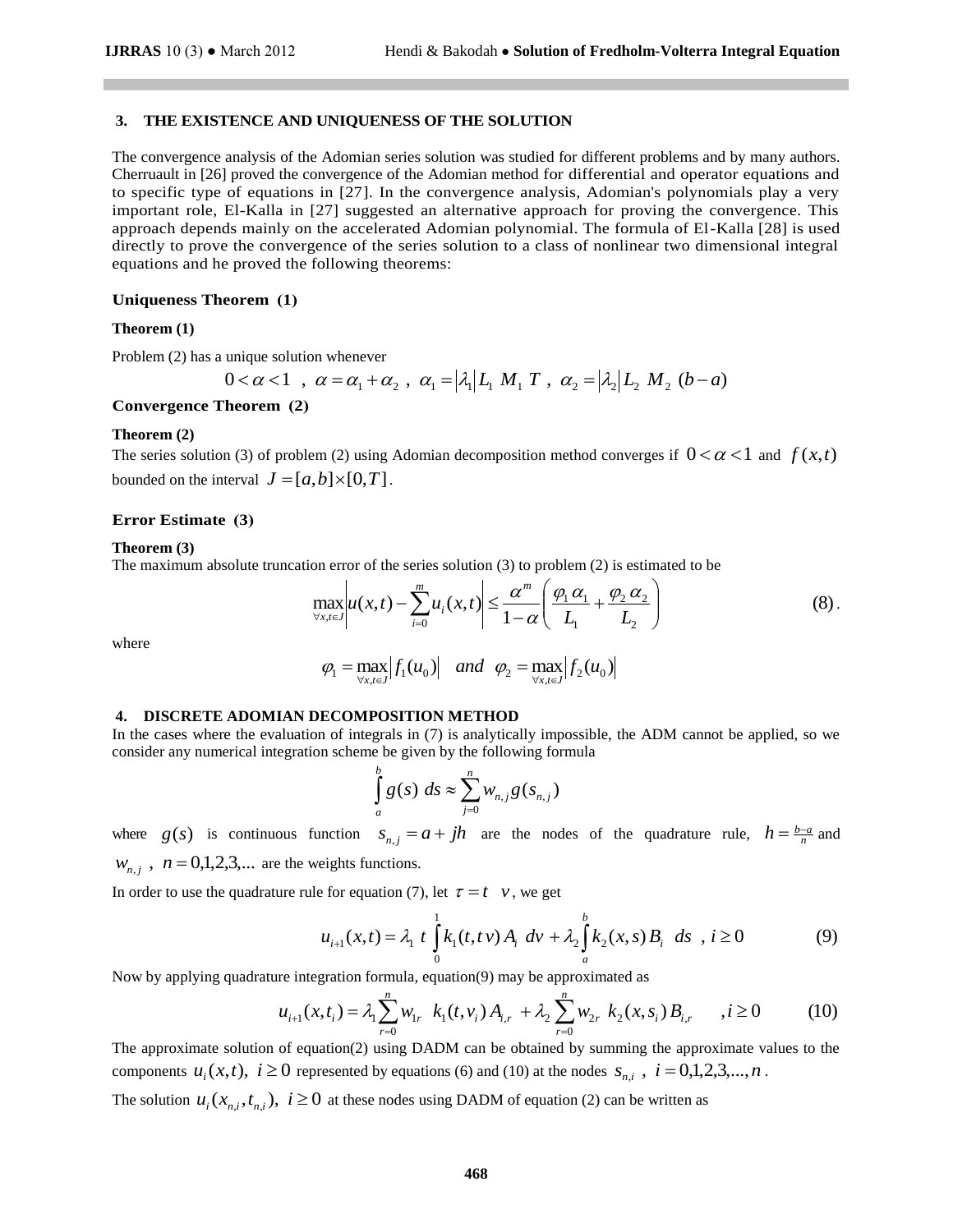## 3. THE EXISTENCE AND UNIQUENESS OF THE SOLUTION

The convergence analysis of the Adomian series solution was studied for different problems and by many authors. Cherruault in [26] proved the convergence of the Adomian method for differential and operator equations and to specific type of equations in [27]. In the convergence analysis, Adomian's polynomials play a very important role, El-Kalla in [27] suggested an alternative approach for proving the convergence. This approach depends mainly on the accelerated Adomian polynomial. The formula of El-Kalla [28] is used directly to prove the convergence of the series solution to a class of nonlinear two dimensional integral equations and he proved the following theorems:

**Uniqueness Theorem (1)**

**Theorem (1)**

Problem (2) has a unique solution whenever

$$0 < \alpha < 1 \ , \ \alpha = \alpha_1 + \alpha_2 \ , \ \alpha_1 = |\lambda_1| L_1 \ M_1 \ T \ , \ \alpha_2 = |\lambda_2| L_2 \ M_2 \ (b-a)$$

**Convergence Theorem (2)**

**Theorem (2)**

The series solution (3) of problem (2) using Adomian decomposition method converges if $0 < \alpha < 1$ and $f(x,t)$ bounded on the interval $J = [a,b] \times [0,T]$.

**Error Estimate (3)**

**Theorem (3)**

The maximum absolute truncation error of the series solution (3) to problem (2) is estimated to be

$$\max_{\forall x,t \in J} \left| u(x,t) - \sum_{i=0}^{m} u_i(x,t) \right| \le \frac{\alpha^m}{1-\alpha} \left( \frac{\varphi_1 \, \alpha_1}{L_1} + \frac{\varphi_2 \, \alpha_2}{L_2} \right) \tag{8}$$

where

$$\varphi_1 = \max_{\forall x,t \in J} |f_1(u_0)| \quad and \quad \varphi_2 = \max_{\forall x,t \in J} |f_2(u_0)|$$

## 4. DISCRETE ADOMIAN DECOMPOSITION METHOD

In the cases where the evaluation of integrals in (7) is analytically impossible, the ADM cannot be applied, so we consider any numerical integration scheme be given by the following formula

$$\int_a^b g(s) \ ds \approx \sum_{j=0}^{n} w_{n,j} \, g(s_{n,j})$$

where $g(s)$ is continuous function $s_{n,j} = a + jh$ are the nodes of the quadrature rule, $h = \frac{b-a}{n}$ and $w_{n,j}$ , $n = 0,1,2,3,...$ are the weights functions.

In order to use the quadrature rule for equation (7), let $\tau = t \ \ v$, we get

$$u_{i+1}(x,t) = \lambda_1 \ t \int_0^1 k_1(t, t\,v) \, A_i \ dv + \lambda_2 \int_a^b k_2(x,s) \, B_i \ \ ds \ \ , i \ge 0 \tag{9}$$

Now by applying quadrature integration formula, equation(9) may be approximated as

$$u_{i+1}(x,t_i) = \lambda_1 \sum_{r=0}^{n} w_{1r} \ \ k_1(t, v_i) \, A_{i,r} \ + \lambda_2 \sum_{r=0}^{n} w_{2r} \ \ k_2(x, s_i) \, B_{i,r} \qquad , i \ge 0 \tag{10}$$

The approximate solution of equation(2) using DADM can be obtained by summing the approximate values to the components $u_i(x,t), \ i \ge 0$ represented by equations (6) and (10) at the nodes $s_{n,i}$ , $i = 0,1,2,3,...,n$ .

The solution $u_i(x_{n,i}, t_{n,i}), \ i \ge 0$ at these nodes using DADM of equation (2) can be written as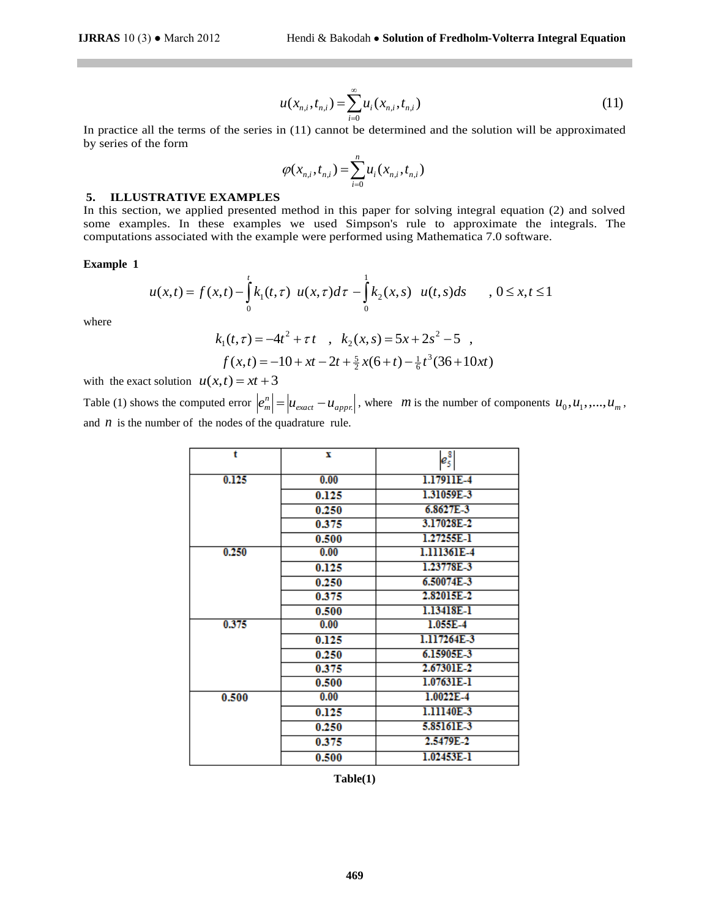$$u(x_{n,i},t_{n,i})=\sum_{i=0}^{\infty}u_i(x_{n,i},t_{n,i}) \tag{11}$$

In practice all the terms of the series in (11) cannot be determined and the solution will be approximated by series of the form

$$\varphi(x_{n,i},t_{n,i})=\sum_{i=0}^{n}u_i(x_{n,i},t_{n,i})$$

## 5. ILLUSTRATIVE EXAMPLES

In this section, we applied presented method in this paper for solving integral equation (2) and solved some examples. In these examples we used Simpson's rule to approximate the integrals. The computations associated with the example were performed using Mathematica 7.0 software.

**Example 1**

$$u(x,t)=f(x,t)-\int_0^t k_1(t,\tau)\; u(x,\tau)d\tau-\int_0^1 k_2(x,s)\;\; u(t,s)ds \qquad ,\,0\le x,t\le 1$$

where

$$k_1(t,\tau)=-4t^2+\tau\, t \quad , \quad k_2(x,s)=5x+2s^2-5 \;\; ,$$

$$f(x,t)=-10+xt-2t+\tfrac{5}{2}x(6+t)-\tfrac{1}{6}t^3(36+10xt)$$

with the exact solution $u(x,t)=xt+3$

Table (1) shows the computed error $\left|e_m^n\right|=\left|u_{exact}-u_{appr.}\right|$, where $m$ is the number of components $u_0,u_1,...,u_m$, and $n$ is the number of the nodes of the quadrature rule.

| t | x | $\left\|e_5^8\right\|$ |
|---|---|---|
| 0.125 | 0.00 | 1.17911E-4 |
| | 0.125 | 1.31059E-3 |
| | 0.250 | 6.8627E-3 |
| | 0.375 | 3.17028E-2 |
| | 0.500 | 1.27255E-1 |
| 0.250 | 0.00 | 1.111361E-4 |
| | 0.125 | 1.23778E-3 |
| | 0.250 | 6.50074E-3 |
| | 0.375 | 2.82015E-2 |
| | 0.500 | 1.13418E-1 |
| 0.375 | 0.00 | 1.055E-4 |
| | 0.125 | 1.117264E-3 |
| | 0.250 | 6.15905E-3 |
| | 0.375 | 2.67301E-2 |
| | 0.500 | 1.07631E-1 |
| 0.500 | 0.00 | 1.0022E-4 |
| | 0.125 | 1.11140E-3 |
| | 0.250 | 5.85161E-3 |
| | 0.375 | 2.5479E-2 |
| | 0.500 | 1.02453E-1 |

**Table(1)**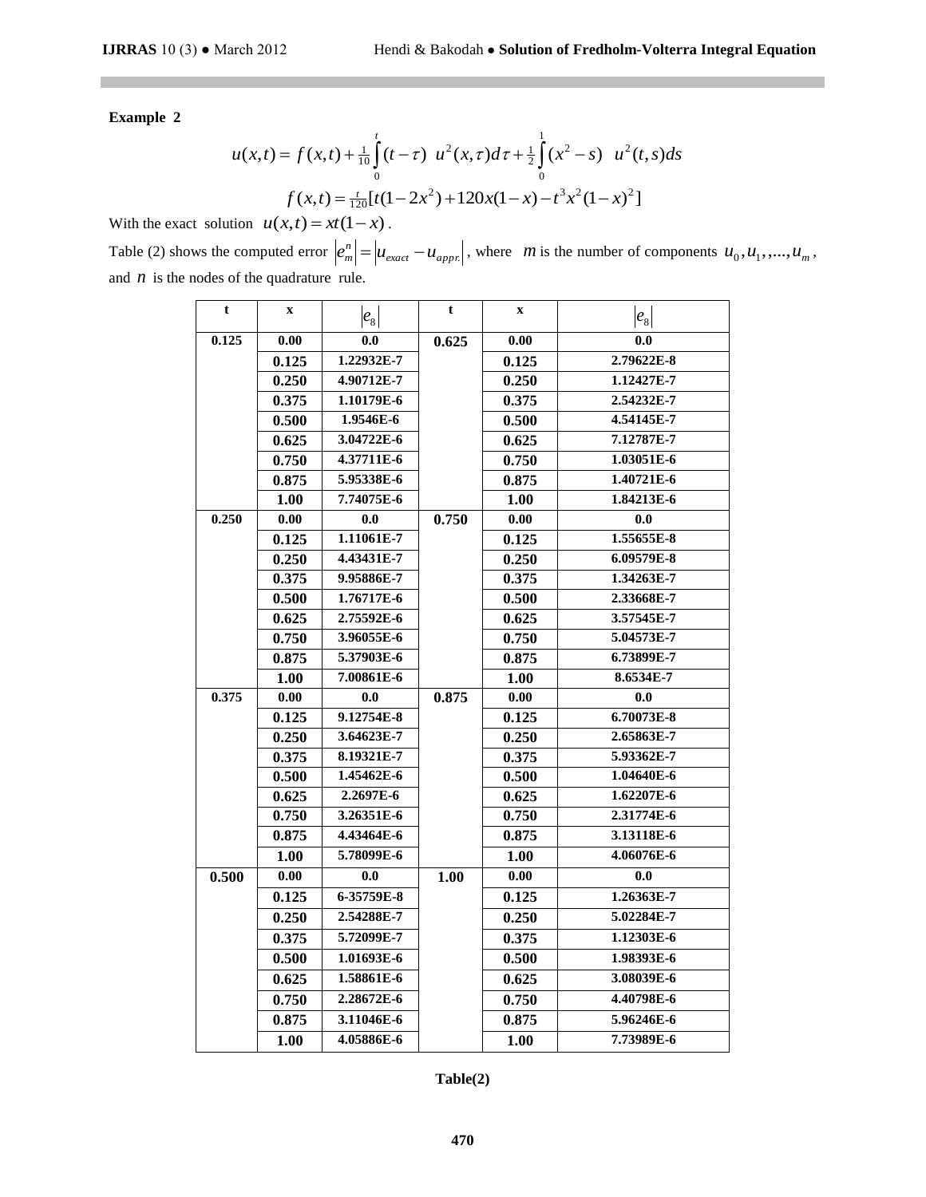**Example 2**

$$u(x,t) = f(x,t) + \tfrac{1}{10}\int_0^t (t-\tau)\ \ u^2(x,\tau)d\tau + \tfrac{1}{2}\int_0^1 (x^2 - s)\ \ u^2(t,s)ds$$

$$f(x,t) = \tfrac{t}{120}[t(1-2x^2) + 120x(1-x) - t^3x^2(1-x)^2]$$

With the exact solution $u(x,t) = xt(1-x)$.

Table (2) shows the computed error $|e_m^n| = |u_{exact} - u_{appr.}|$, where $m$ is the number of components $u_0, u_1, ,..., u_m$, and $n$ is the nodes of the quadrature rule.

| t | x | $\|e_8\|$ | t | x | $\|e_8\|$ |
|---|---|---|---|---|---|
| 0.125 | 0.00 | 0.0 | 0.625 | 0.00 | 0.0 |
| | 0.125 | 1.22932E-7 | | 0.125 | 2.79622E-8 |
| | 0.250 | 4.90712E-7 | | 0.250 | 1.12427E-7 |
| | 0.375 | 1.10179E-6 | | 0.375 | 2.54232E-7 |
| | 0.500 | 1.9546E-6 | | 0.500 | 4.54145E-7 |
| | 0.625 | 3.04722E-6 | | 0.625 | 7.12787E-7 |
| | 0.750 | 4.37711E-6 | | 0.750 | 1.03051E-6 |
| | 0.875 | 5.95338E-6 | | 0.875 | 1.40721E-6 |
| | 1.00 | 7.74075E-6 | | 1.00 | 1.84213E-6 |
| 0.250 | 0.00 | 0.0 | 0.750 | 0.00 | 0.0 |
| | 0.125 | 1.11061E-7 | | 0.125 | 1.55655E-8 |
| | 0.250 | 4.43431E-7 | | 0.250 | 6.09579E-8 |
| | 0.375 | 9.95886E-7 | | 0.375 | 1.34263E-7 |
| | 0.500 | 1.76717E-6 | | 0.500 | 2.33668E-7 |
| | 0.625 | 2.75592E-6 | | 0.625 | 3.57545E-7 |
| | 0.750 | 3.96055E-6 | | 0.750 | 5.04573E-7 |
| | 0.875 | 5.37903E-6 | | 0.875 | 6.73899E-7 |
| | 1.00 | 7.00861E-6 | | 1.00 | 8.6534E-7 |
| 0.375 | 0.00 | 0.0 | 0.875 | 0.00 | 0.0 |
| | 0.125 | 9.12754E-8 | | 0.125 | 6.70073E-8 |
| | 0.250 | 3.64623E-7 | | 0.250 | 2.65863E-7 |
| | 0.375 | 8.19321E-7 | | 0.375 | 5.93362E-7 |
| | 0.500 | 1.45462E-6 | | 0.500 | 1.04640E-6 |
| | 0.625 | 2.2697E-6 | | 0.625 | 1.62207E-6 |
| | 0.750 | 3.26351E-6 | | 0.750 | 2.31774E-6 |
| | 0.875 | 4.43464E-6 | | 0.875 | 3.13118E-6 |
| | 1.00 | 5.78099E-6 | | 1.00 | 4.06076E-6 |
| 0.500 | 0.00 | 0.0 | 1.00 | 0.00 | 0.0 |
| | 0.125 | 6-35759E-8 | | 0.125 | 1.26363E-7 |
| | 0.250 | 2.54288E-7 | | 0.250 | 5.02284E-7 |
| | 0.375 | 5.72099E-7 | | 0.375 | 1.12303E-6 |
| | 0.500 | 1.01693E-6 | | 0.500 | 1.98393E-6 |
| | 0.625 | 1.58861E-6 | | 0.625 | 3.08039E-6 |
| | 0.750 | 2.28672E-6 | | 0.750 | 4.40798E-6 |
| | 0.875 | 3.11046E-6 | | 0.875 | 5.96246E-6 |
| | 1.00 | 4.05886E-6 | | 1.00 | 7.73989E-6 |

**Table(2)**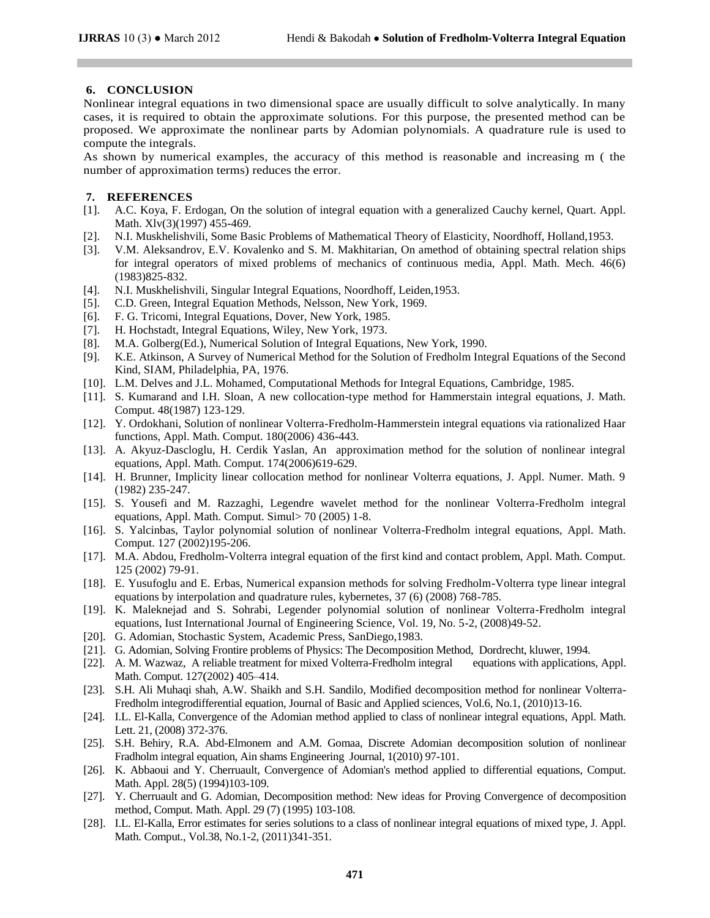## 6. CONCLUSION

Nonlinear integral equations in two dimensional space are usually difficult to solve analytically. In many cases, it is required to obtain the approximate solutions. For this purpose, the presented method can be proposed. We approximate the nonlinear parts by Adomian polynomials. A quadrature rule is used to compute the integrals.

As shown by numerical examples, the accuracy of this method is reasonable and increasing m ( the number of approximation terms) reduces the error.

## 7. REFERENCES

[1]. A.C. Koya, F. Erdogan, On the solution of integral equation with a generalized Cauchy kernel, Quart. Appl. Math. Xlv(3)(1997) 455-469.

[2]. N.I. Muskhelishvili, Some Basic Problems of Mathematical Theory of Elasticity, Noordhoff, Holland,1953.

[3]. V.M. Aleksandrov, E.V. Kovalenko and S. M. Makhitarian, On amethod of obtaining spectral relation ships for integral operators of mixed problems of mechanics of continuous media, Appl. Math. Mech. 46(6) (1983)825-832.

[4]. N.I. Muskhelishvili, Singular Integral Equations, Noordhoff, Leiden,1953.

[5]. C.D. Green, Integral Equation Methods, Nelsson, New York, 1969.

[6]. F. G. Tricomi, Integral Equations, Dover, New York, 1985.

[7]. H. Hochstadt, Integral Equations, Wiley, New York, 1973.

[8]. M.A. Golberg(Ed.), Numerical Solution of Integral Equations, New York, 1990.

[9]. K.E. Atkinson, A Survey of Numerical Method for the Solution of Fredholm Integral Equations of the Second Kind, SIAM, Philadelphia, PA, 1976.

[10]. L.M. Delves and J.L. Mohamed, Computational Methods for Integral Equations, Cambridge, 1985.

[11]. S. Kumarand and I.H. Sloan, A new collocation-type method for Hammerstain integral equations, J. Math. Comput. 48(1987) 123-129.

[12]. Y. Ordokhani, Solution of nonlinear Volterra-Fredholm-Hammerstein integral equations via rationalized Haar functions, Appl. Math. Comput. 180(2006) 436-443.

[13]. A. Akyuz-Dascloglu, H. Cerdik Yaslan, An approximation method for the solution of nonlinear integral equations, Appl. Math. Comput. 174(2006)619-629.

[14]. H. Brunner, Implicity linear collocation method for nonlinear Volterra equations, J. Appl. Numer. Math. 9 (1982) 235-247.

[15]. S. Yousefi and M. Razzaghi, Legendre wavelet method for the nonlinear Volterra-Fredholm integral equations, Appl. Math. Comput. Simul> 70 (2005) 1-8.

[16]. S. Yalcinbas, Taylor polynomial solution of nonlinear Volterra-Fredholm integral equations, Appl. Math. Comput. 127 (2002)195-206.

[17]. M.A. Abdou, Fredholm-Volterra integral equation of the first kind and contact problem, Appl. Math. Comput. 125 (2002) 79-91.

[18]. E. Yusufoglu and E. Erbas, Numerical expansion methods for solving Fredholm-Volterra type linear integral equations by interpolation and quadrature rules, kybernetes, 37 (6) (2008) 768-785.

[19]. K. Maleknejad and S. Sohrabi, Legender polynomial solution of nonlinear Volterra-Fredholm integral equations, Iust International Journal of Engineering Science, Vol. 19, No. 5-2, (2008)49-52.

[20]. G. Adomian, Stochastic System, Academic Press, SanDiego,1983.

[21]. G. Adomian, Solving Frontire problems of Physics: The Decomposition Method, Dordrecht, kluwer, 1994.

[22]. A. M. Wazwaz, A reliable treatment for mixed Volterra-Fredholm integral equations with applications, Appl. Math. Comput. 127(2002) 405–414.

[23]. S.H. Ali Muhaqi shah, A.W. Shaikh and S.H. Sandilo, Modified decomposition method for nonlinear Volterra-Fredholm integrodifferential equation, Journal of Basic and Applied sciences, Vol.6, No.1, (2010)13-16.

[24]. I.L. El-Kalla, Convergence of the Adomian method applied to class of nonlinear integral equations, Appl. Math. Lett. 21, (2008) 372-376.

[25]. S.H. Behiry, R.A. Abd-Elmonem and A.M. Gomaa, Discrete Adomian decomposition solution of nonlinear Fradholm integral equation, Ain shams Engineering Journal, 1(2010) 97-101.

[26]. K. Abbaoui and Y. Cherruault, Convergence of Adomian's method applied to differential equations, Comput. Math. Appl. 28(5) (1994)103-109.

[27]. Y. Cherruault and G. Adomian, Decomposition method: New ideas for Proving Convergence of decomposition method, Comput. Math. Appl. 29 (7) (1995) 103-108.

[28]. I.L. El-Kalla, Error estimates for series solutions to a class of nonlinear integral equations of mixed type, J. Appl. Math. Comput., Vol.38, No.1-2, (2011)341-351.